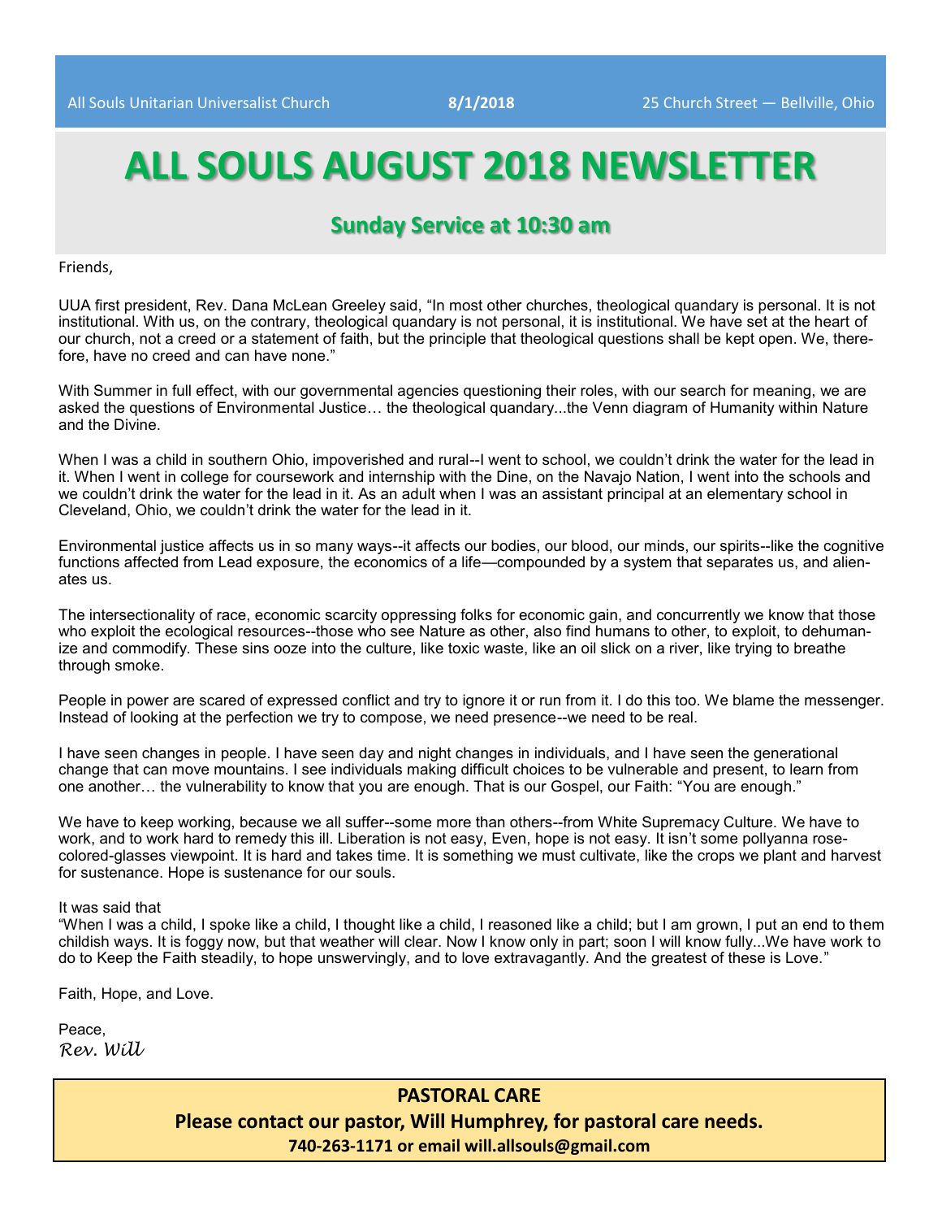All Souls Unitarian Universalist Church **8/1/2018** 25 Church Street — Bellville, Ohio

# ALL SOULS AUGUST 2018 NEWSLETTER

## Sunday Service at 10:30 am

Friends,

UUA first president, Rev. Dana McLean Greeley said, "In most other churches, theological quandary is personal. It is not institutional. With us, on the contrary, theological quandary is not personal, it is institutional. We have set at the heart of our church, not a creed or a statement of faith, but the principle that theological questions shall be kept open. We, therefore, have no creed and can have none."

With Summer in full effect, with our governmental agencies questioning their roles, with our search for meaning, we are asked the questions of Environmental Justice… the theological quandary...the Venn diagram of Humanity within Nature and the Divine.

When I was a child in southern Ohio, impoverished and rural--I went to school, we couldn't drink the water for the lead in it. When I went in college for coursework and internship with the Dine, on the Navajo Nation, I went into the schools and we couldn't drink the water for the lead in it. As an adult when I was an assistant principal at an elementary school in Cleveland, Ohio, we couldn't drink the water for the lead in it.

Environmental justice affects us in so many ways--it affects our bodies, our blood, our minds, our spirits--like the cognitive functions affected from Lead exposure, the economics of a life—compounded by a system that separates us, and alienates us.

The intersectionality of race, economic scarcity oppressing folks for economic gain, and concurrently we know that those who exploit the ecological resources--those who see Nature as other, also find humans to other, to exploit, to dehumanize and commodify. These sins ooze into the culture, like toxic waste, like an oil slick on a river, like trying to breathe through smoke.

People in power are scared of expressed conflict and try to ignore it or run from it. I do this too. We blame the messenger. Instead of looking at the perfection we try to compose, we need presence--we need to be real.

I have seen changes in people. I have seen day and night changes in individuals, and I have seen the generational change that can move mountains. I see individuals making difficult choices to be vulnerable and present, to learn from one another… the vulnerability to know that you are enough. That is our Gospel, our Faith: "You are enough."

We have to keep working, because we all suffer--some more than others--from White Supremacy Culture. We have to work, and to work hard to remedy this ill. Liberation is not easy, Even, hope is not easy. It isn't some pollyanna rose-colored-glasses viewpoint. It is hard and takes time. It is something we must cultivate, like the crops we plant and harvest for sustenance. Hope is sustenance for our souls.

It was said that
"When I was a child, I spoke like a child, I thought like a child, I reasoned like a child; but I am grown, I put an end to them childish ways. It is foggy now, but that weather will clear. Now I know only in part; soon I will know fully...We have work to do to Keep the Faith steadily, to hope unswervingly, and to love extravagantly. And the greatest of these is Love."

Faith, Hope, and Love.

Peace,
*Rev. Will*

**PASTORAL CARE**

**Please contact our pastor, Will Humphrey, for pastoral care needs.**

**740-263-1171 or email will.allsouls@gmail.com**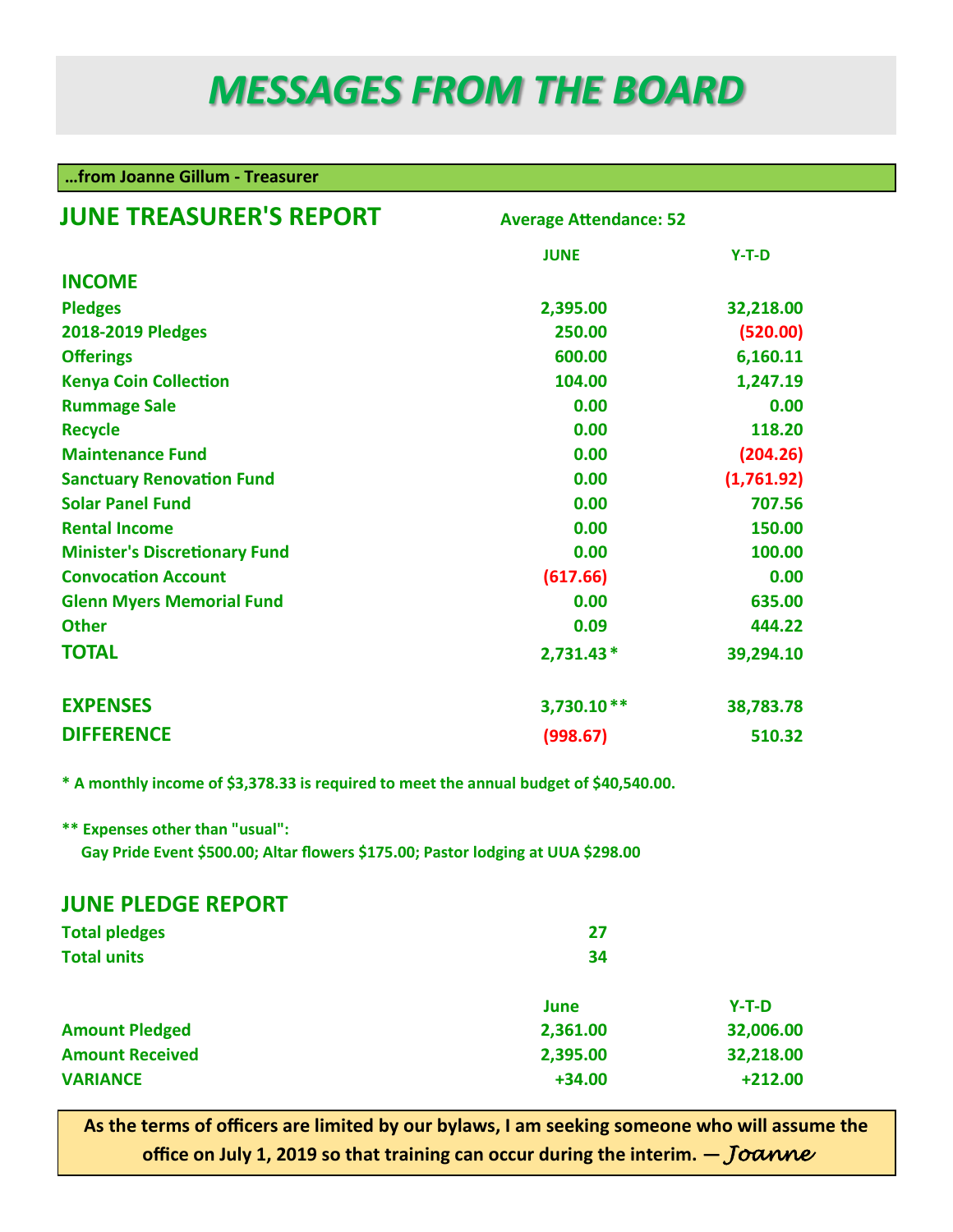# MESSAGES FROM THE BOARD

**…from Joanne Gillum - Treasurer**

## JUNE TREASURER'S REPORT

**Average Attendance: 52**

| | JUNE | Y-T-D |
|---|---|---|
| **INCOME** | | |
| Pledges | 2,395.00 | 32,218.00 |
| 2018-2019 Pledges | 250.00 | (520.00) |
| Offerings | 600.00 | 6,160.11 |
| Kenya Coin Collection | 104.00 | 1,247.19 |
| Rummage Sale | 0.00 | 0.00 |
| Recycle | 0.00 | 118.20 |
| Maintenance Fund | 0.00 | (204.26) |
| Sanctuary Renovation Fund | 0.00 | (1,761.92) |
| Solar Panel Fund | 0.00 | 707.56 |
| Rental Income | 0.00 | 150.00 |
| Minister's Discretionary Fund | 0.00 | 100.00 |
| Convocation Account | (617.66) | 0.00 |
| Glenn Myers Memorial Fund | 0.00 | 635.00 |
| Other | 0.09 | 444.22 |
| **TOTAL** | 2,731.43 * | 39,294.10 |
| **EXPENSES** | 3,730.10 ** | 38,783.78 |
| **DIFFERENCE** | (998.67) | 510.32 |

**\* A monthly income of $3,378.33 is required to meet the annual budget of $40,540.00.**

**\*\* Expenses other than "usual":**
**Gay Pride Event $500.00; Altar flowers $175.00; Pastor lodging at UUA $298.00**

## JUNE PLEDGE REPORT

| | | |
|---|---|---|
| Total pledges | 27 | |
| Total units | 34 | |
| | **June** | **Y-T-D** |
| Amount Pledged | 2,361.00 | 32,006.00 |
| Amount Received | 2,395.00 | 32,218.00 |
| VARIANCE | +34.00 | +212.00 |

**As the terms of officers are limited by our bylaws, I am seeking someone who will assume the office on July 1, 2019 so that training can occur during the interim. — *Joanne***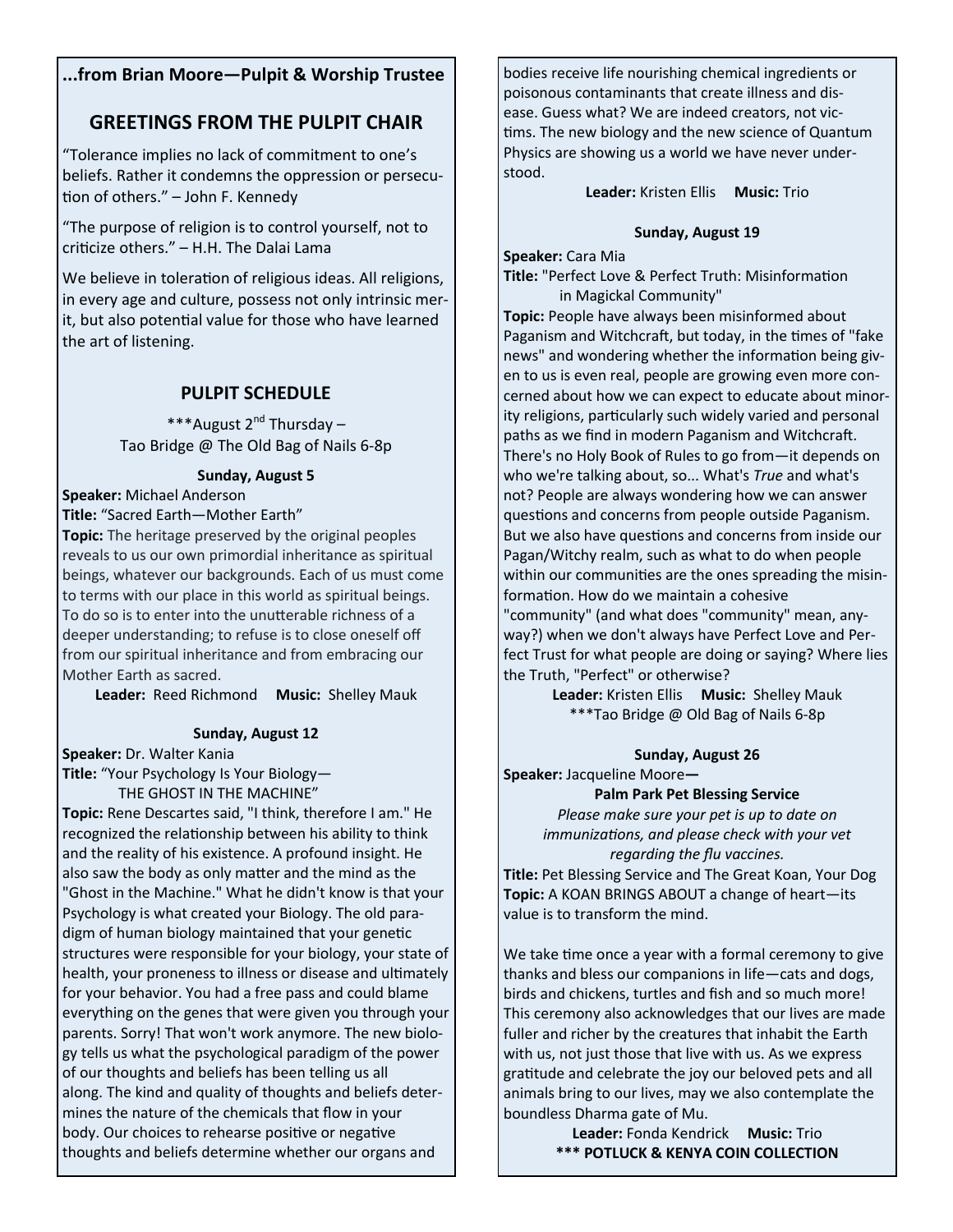**...from Brian Moore—Pulpit & Worship Trustee**

## GREETINGS FROM THE PULPIT CHAIR

"Tolerance implies no lack of commitment to one's beliefs. Rather it condemns the oppression or persecution of others." – John F. Kennedy

"The purpose of religion is to control yourself, not to criticize others." – H.H. The Dalai Lama

We believe in toleration of religious ideas. All religions, in every age and culture, possess not only intrinsic merit, but also potential value for those who have learned the art of listening.

## PULPIT SCHEDULE

***August 2nd Thursday – Tao Bridge @ The Old Bag of Nails 6-8p

**Sunday, August 5**

**Speaker:** Michael Anderson
**Title:** "Sacred Earth—Mother Earth"
**Topic:** The heritage preserved by the original peoples reveals to us our own primordial inheritance as spiritual beings, whatever our backgrounds. Each of us must come to terms with our place in this world as spiritual beings. To do so is to enter into the unutterable richness of a deeper understanding; to refuse is to close oneself off from our spiritual inheritance and from embracing our Mother Earth as sacred.

**Leader:** Reed Richmond **Music:** Shelley Mauk

**Sunday, August 12**

**Speaker:** Dr. Walter Kania
**Title:** "Your Psychology Is Your Biology— THE GHOST IN THE MACHINE"
**Topic:** Rene Descartes said, "I think, therefore I am." He recognized the relationship between his ability to think and the reality of his existence. A profound insight. He also saw the body as only matter and the mind as the "Ghost in the Machine." What he didn't know is that your Psychology is what created your Biology. The old paradigm of human biology maintained that your genetic structures were responsible for your biology, your state of health, your proneness to illness or disease and ultimately for your behavior. You had a free pass and could blame everything on the genes that were given you through your parents. Sorry! That won't work anymore. The new biology tells us what the psychological paradigm of the power of our thoughts and beliefs has been telling us all along. The kind and quality of thoughts and beliefs determines the nature of the chemicals that flow in your body. Our choices to rehearse positive or negative thoughts and beliefs determine whether our organs and bodies receive life nourishing chemical ingredients or poisonous contaminants that create illness and disease. Guess what? We are indeed creators, not victims. The new biology and the new science of Quantum Physics are showing us a world we have never understood.

**Leader:** Kristen Ellis **Music:** Trio

**Sunday, August 19**

**Speaker:** Cara Mia
**Title:** "Perfect Love & Perfect Truth: Misinformation in Magickal Community"
**Topic:** People have always been misinformed about Paganism and Witchcraft, but today, in the times of "fake news" and wondering whether the information being given to us is even real, people are growing even more concerned about how we can expect to educate about minority religions, particularly such widely varied and personal paths as we find in modern Paganism and Witchcraft. There's no Holy Book of Rules to go from—it depends on who we're talking about, so... What's *True* and what's not? People are always wondering how we can answer questions and concerns from people outside Paganism. But we also have questions and concerns from inside our Pagan/Witchy realm, such as what to do when people within our communities are the ones spreading the misinformation. How do we maintain a cohesive "community" (and what does "community" mean, anyway?) when we don't always have Perfect Love and Perfect Trust for what people are doing or saying? Where lies the Truth, "Perfect" or otherwise?

**Leader:** Kristen Ellis **Music:** Shelley Mauk
***Tao Bridge @ Old Bag of Nails 6-8p

**Sunday, August 26**

**Speaker:** Jacqueline Moore—
**Palm Park Pet Blessing Service**
*Please make sure your pet is up to date on immunizations, and please check with your vet regarding the flu vaccines.*
**Title:** Pet Blessing Service and The Great Koan, Your Dog
**Topic:** A KOAN BRINGS ABOUT a change of heart—its value is to transform the mind.

We take time once a year with a formal ceremony to give thanks and bless our companions in life—cats and dogs, birds and chickens, turtles and fish and so much more! This ceremony also acknowledges that our lives are made fuller and richer by the creatures that inhabit the Earth with us, not just those that live with us. As we express gratitude and celebrate the joy our beloved pets and all animals bring to our lives, may we also contemplate the boundless Dharma gate of Mu.

**Leader:** Fonda Kendrick **Music:** Trio
**\*\*\* POTLUCK & KENYA COIN COLLECTION**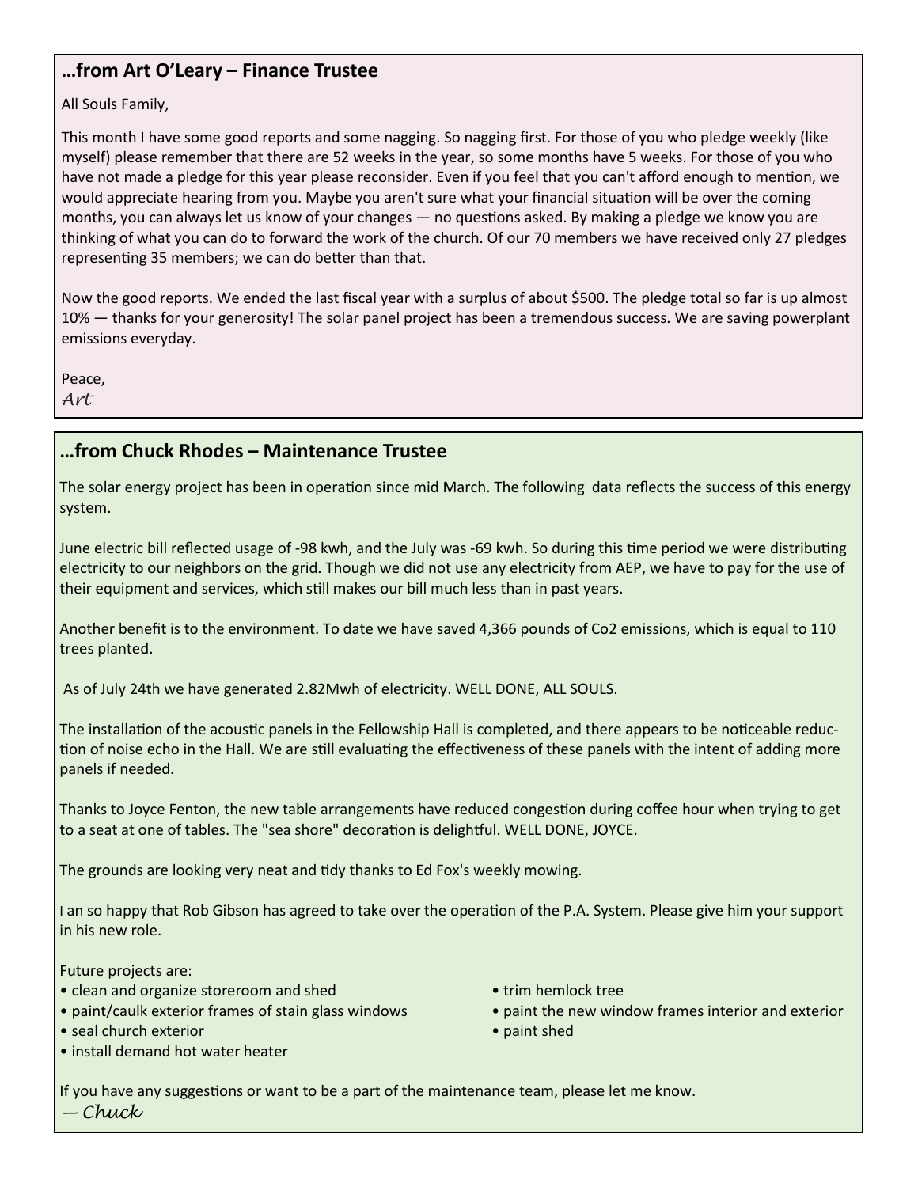## …from Art O'Leary – Finance Trustee

All Souls Family,

This month I have some good reports and some nagging. So nagging first. For those of you who pledge weekly (like myself) please remember that there are 52 weeks in the year, so some months have 5 weeks. For those of you who have not made a pledge for this year please reconsider. Even if you feel that you can't afford enough to mention, we would appreciate hearing from you. Maybe you aren't sure what your financial situation will be over the coming months, you can always let us know of your changes — no questions asked. By making a pledge we know you are thinking of what you can do to forward the work of the church. Of our 70 members we have received only 27 pledges representing 35 members; we can do better than that.

Now the good reports. We ended the last fiscal year with a surplus of about $500. The pledge total so far is up almost 10% — thanks for your generosity! The solar panel project has been a tremendous success. We are saving powerplant emissions everyday.

Peace,
*Art*

## …from Chuck Rhodes – Maintenance Trustee

The solar energy project has been in operation since mid March. The following data reflects the success of this energy system.

June electric bill reflected usage of -98 kwh, and the July was -69 kwh. So during this time period we were distributing electricity to our neighbors on the grid. Though we did not use any electricity from AEP, we have to pay for the use of their equipment and services, which still makes our bill much less than in past years.

Another benefit is to the environment. To date we have saved 4,366 pounds of Co2 emissions, which is equal to 110 trees planted.

As of July 24th we have generated 2.82Mwh of electricity. WELL DONE, ALL SOULS.

The installation of the acoustic panels in the Fellowship Hall is completed, and there appears to be noticeable reduction of noise echo in the Hall. We are still evaluating the effectiveness of these panels with the intent of adding more panels if needed.

Thanks to Joyce Fenton, the new table arrangements have reduced congestion during coffee hour when trying to get to a seat at one of tables. The "sea shore" decoration is delightful. WELL DONE, JOYCE.

The grounds are looking very neat and tidy thanks to Ed Fox's weekly mowing.

I an so happy that Rob Gibson has agreed to take over the operation of the P.A. System. Please give him your support in his new role.

Future projects are:

- clean and organize storeroom and shed
- paint/caulk exterior frames of stain glass windows
- seal church exterior
- install demand hot water heater
- trim hemlock tree
- paint the new window frames interior and exterior
- paint shed

If you have any suggestions or want to be a part of the maintenance team, please let me know.
*— Chuck*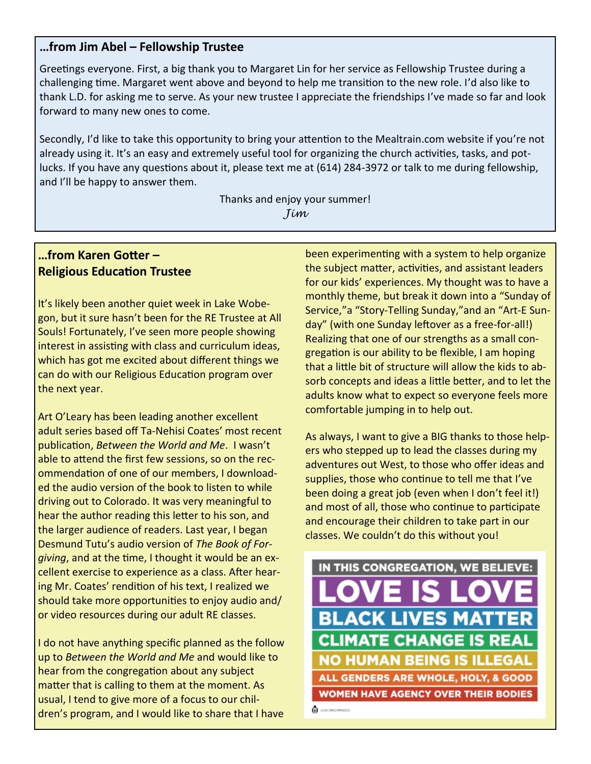## …from Jim Abel – Fellowship Trustee

Greetings everyone. First, a big thank you to Margaret Lin for her service as Fellowship Trustee during a challenging time. Margaret went above and beyond to help me transition to the new role. I'd also like to thank L.D. for asking me to serve. As your new trustee I appreciate the friendships I've made so far and look forward to many new ones to come.

Secondly, I'd like to take this opportunity to bring your attention to the Mealtrain.com website if you're not already using it. It's an easy and extremely useful tool for organizing the church activities, tasks, and potlucks. If you have any questions about it, please text me at (614) 284-3972 or talk to me during fellowship, and I'll be happy to answer them.

Thanks and enjoy your summer!

*Jim*

## …from Karen Gotter – Religious Education Trustee

It's likely been another quiet week in Lake Wobegon, but it sure hasn't been for the RE Trustee at All Souls! Fortunately, I've seen more people showing interest in assisting with class and curriculum ideas, which has got me excited about different things we can do with our Religious Education program over the next year.

Art O'Leary has been leading another excellent adult series based off Ta-Nehisi Coates' most recent publication, *Between the World and Me*. I wasn't able to attend the first few sessions, so on the recommendation of one of our members, I downloaded the audio version of the book to listen to while driving out to Colorado. It was very meaningful to hear the author reading this letter to his son, and the larger audience of readers. Last year, I began Desmund Tutu's audio version of *The Book of Forgiving*, and at the time, I thought it would be an excellent exercise to experience as a class. After hearing Mr. Coates' rendition of his text, I realized we should take more opportunities to enjoy audio and/or video resources during our adult RE classes.

I do not have anything specific planned as the follow up to *Between the World and Me* and would like to hear from the congregation about any subject matter that is calling to them at the moment. As usual, I tend to give more of a focus to our children's program, and I would like to share that I have been experimenting with a system to help organize the subject matter, activities, and assistant leaders for our kids' experiences. My thought was to have a monthly theme, but break it down into a "Sunday of Service,"a "Story-Telling Sunday,"and an "Art-E Sunday" (with one Sunday leftover as a free-for-all!) Realizing that one of our strengths as a small congregation is our ability to be flexible, I am hoping that a little bit of structure will allow the kids to absorb concepts and ideas a little better, and to let the adults know what to expect so everyone feels more comfortable jumping in to help out.

As always, I want to give a BIG thanks to those helpers who stepped up to lead the classes during my adventures out West, to those who offer ideas and supplies, those who continue to tell me that I've been doing a great job (even when I don't feel it!) and most of all, those who continue to participate and encourage their children to take part in our classes. We couldn't do this without you!

IN THIS CONGREGATION, WE BELIEVE:
LOVE IS LOVE
BLACK LIVES MATTER
CLIMATE CHANGE IS REAL
NO HUMAN BEING IS ILLEGAL
ALL GENDERS ARE WHOLE, HOLY, & GOOD
WOMEN HAVE AGENCY OVER THEIR BODIES

UUA.ORG/IMAGES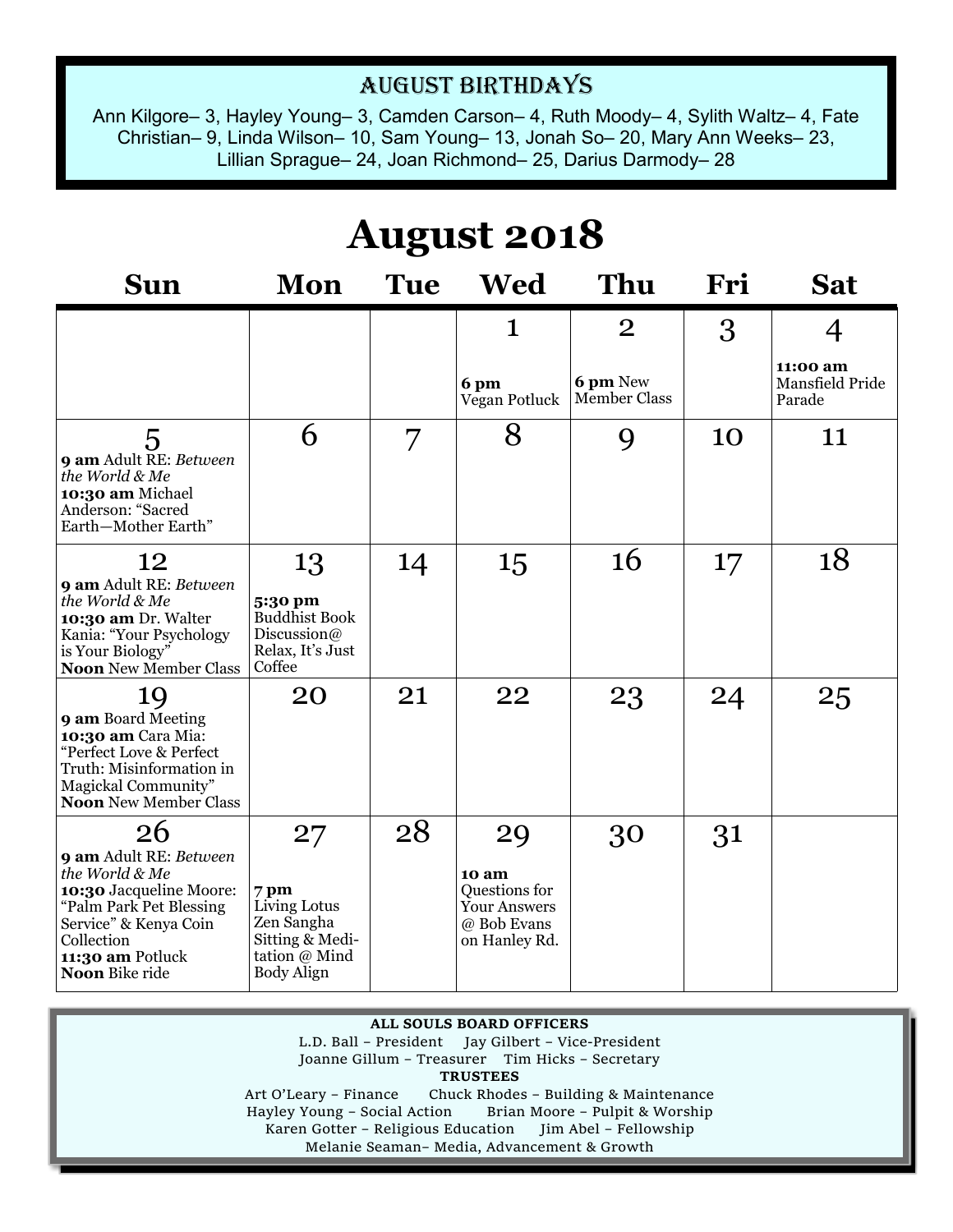## AUGUST BIRTHDAYS

Ann Kilgore– 3, Hayley Young– 3, Camden Carson– 4, Ruth Moody– 4, Sylith Waltz– 4, Fate Christian– 9, Linda Wilson– 10, Sam Young– 13, Jonah So– 20, Mary Ann Weeks– 23, Lillian Sprague– 24, Joan Richmond– 25, Darius Darmody– 28

# August 2018

| Sun | Mon | Tue | Wed | Thu | Fri | Sat |
|---|---|---|---|---|---|---|
| | | | 1<br>**6 pm** Vegan Potluck | 2<br>**6 pm** New Member Class | 3 | 4<br>**11:00 am** Mansfield Pride Parade |
| 5<br>**9 am** Adult RE: *Between the World & Me*<br>**10:30 am** Michael Anderson: "Sacred Earth—Mother Earth" | 6 | 7 | 8 | 9 | 10 | 11 |
| 12<br>**9 am** Adult RE: *Between the World & Me*<br>**10:30 am** Dr. Walter Kania: "Your Psychology is Your Biology"<br>**Noon** New Member Class | 13<br>**5:30 pm** Buddhist Book Discussion@ Relax, It's Just Coffee | 14 | 15 | 16 | 17 | 18 |
| 19<br>**9 am** Board Meeting<br>**10:30 am** Cara Mia: "Perfect Love & Perfect Truth: Misinformation in Magickal Community"<br>**Noon** New Member Class | 20 | 21 | 22 | 23 | 24 | 25 |
| 26<br>**9 am** Adult RE: *Between the World & Me*<br>**10:30** Jacqueline Moore: "Palm Park Pet Blessing Service" & Kenya Coin Collection<br>**11:30 am** Potluck<br>**Noon** Bike ride | 27<br>**7 pm** Living Lotus Zen Sangha Sitting & Meditation @ Mind Body Align | 28 | 29<br>**10 am** Questions for Your Answers @ Bob Evans on Hanley Rd. | 30 | 31 | |

**ALL SOULS BOARD OFFICERS**

L.D. Ball – President Jay Gilbert – Vice-President
Joanne Gillum – Treasurer Tim Hicks – Secretary

**TRUSTEES**

Art O'Leary – Finance Chuck Rhodes – Building & Maintenance
Hayley Young – Social Action Brian Moore – Pulpit & Worship
Karen Gotter – Religious Education Jim Abel – Fellowship
Melanie Seaman– Media, Advancement & Growth